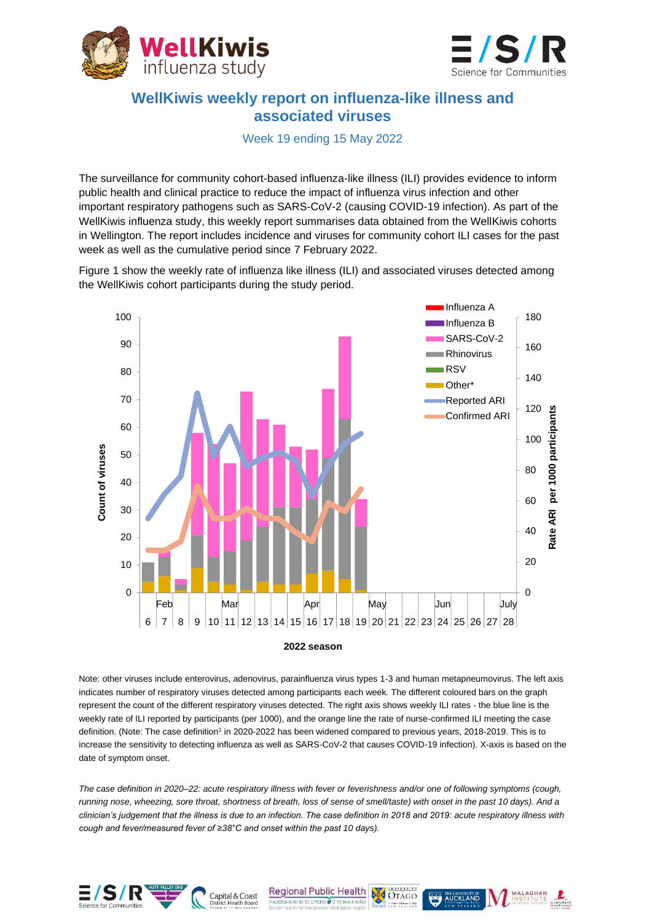# WellKiwis weekly report on influenza-like illness and associated viruses

Week 19 ending 15 May 2022

The surveillance for community cohort-based influenza-like illness (ILI) provides evidence to inform public health and clinical practice to reduce the impact of influenza virus infection and other important respiratory pathogens such as SARS-CoV-2 (causing COVID-19 infection). As part of the WellKiwis influenza study, this weekly report summarises data obtained from the WellKiwis cohorts in Wellington. The report includes incidence and viruses for community cohort ILI cases for the past week as well as the cumulative period since 7 February 2022.

Figure 1 show the weekly rate of influenza like illness (ILI) and associated viruses detected among the WellKiwis cohort participants during the study period.

Note: other viruses include enterovirus, adenovirus, parainfluenza virus types 1-3 and human metapneumovirus. The left axis indicates number of respiratory viruses detected among participants each week. The different coloured bars on the graph represent the count of the different respiratory viruses detected. The right axis shows weekly ILI rates - the blue line is the weekly rate of ILI reported by participants (per 1000), and the orange line the rate of nurse-confirmed ILI meeting the case definition. (Note: The case definition[1] in 2020-2022 has been widened compared to previous years, 2018-2019. This is to increase the sensitivity to detecting influenza as well as SARS-CoV-2 that causes COVID-19 infection). X-axis is based on the date of symptom onset.

*The case definition in 2020–22: acute respiratory illness with fever or feverishness and/or one of following symptoms (cough, running nose, wheezing, sore throat, shortness of breath, loss of sense of smell/taste) with onset in the past 10 days). And a clinician's judgement that the illness is due to an infection. The case definition in 2018 and 2019: acute respiratory illness with cough and fever/measured fever of ≥38°C and onset within the past 10 days).*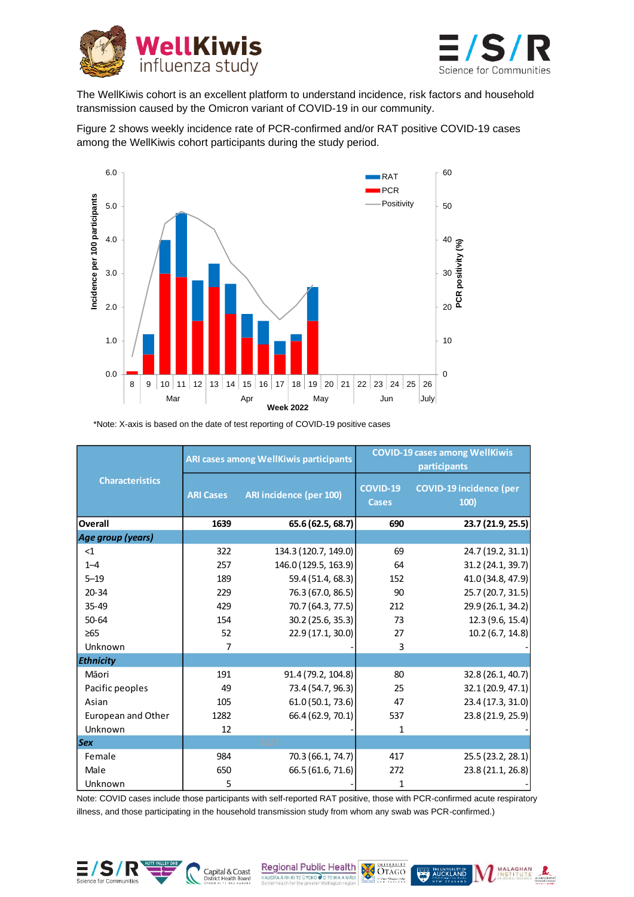The WellKiwis cohort is an excellent platform to understand incidence, risk factors and household transmission caused by the Omicron variant of COVID-19 in our community.

Figure 2 shows weekly incidence rate of PCR-confirmed and/or RAT positive COVID-19 cases among the WellKiwis cohort participants during the study period.

*Note: X-axis is based on the date of test reporting of COVID-19 positive cases

| Characteristics | ARI cases among WellKiwis participants | | COVID-19 cases among WellKiwis participants | |
|---|---|---|---|---|
| | ARI Cases | ARI incidence (per 100) | COVID-19 Cases | COVID-19 incidence (per 100) |
| **Overall** | **1639** | **65.6 (62.5, 68.7)** | **690** | **23.7 (21.9, 25.5)** |
| ***Age group (years)*** | | | | |
| <1 | 322 | 134.3 (120.7, 149.0) | 69 | 24.7 (19.2, 31.1) |
| 1–4 | 257 | 146.0 (129.5, 163.9) | 64 | 31.2 (24.1, 39.7) |
| 5–19 | 189 | 59.4 (51.4, 68.3) | 152 | 41.0 (34.8, 47.9) |
| 20-34 | 229 | 76.3 (67.0, 86.5) | 90 | 25.7 (20.7, 31.5) |
| 35-49 | 429 | 70.7 (64.3, 77.5) | 212 | 29.9 (26.1, 34.2) |
| 50-64 | 154 | 30.2 (25.6, 35.3) | 73 | 12.3 (9.6, 15.4) |
| ≥65 | 52 | 22.9 (17.1, 30.0) | 27 | 10.2 (6.7, 14.8) |
| Unknown | 7 | - | 3 | - |
| ***Ethnicity*** | | | | |
| Māori | 191 | 91.4 (79.2, 104.8) | 80 | 32.8 (26.1, 40.7) |
| Pacific peoples | 49 | 73.4 (54.7, 96.3) | 25 | 32.1 (20.9, 47.1) |
| Asian | 105 | 61.0 (50.1, 73.6) | 47 | 23.4 (17.3, 31.0) |
| European and Other | 1282 | 66.4 (62.9, 70.1) | 537 | 23.8 (21.9, 25.9) |
| Unknown | 12 | - | 1 | - |
| ***Sex*** | | | | |
| Female | 984 | 70.3 (66.1, 74.7) | 417 | 25.5 (23.2, 28.1) |
| Male | 650 | 66.5 (61.6, 71.6) | 272 | 23.8 (21.1, 26.8) |
| Unknown | 5 | - | 1 | - |

Note: COVID cases include those participants with self-reported RAT positive, those with PCR-confirmed acute respiratory illness, and those participating in the household transmission study from whom any swab was PCR-confirmed.)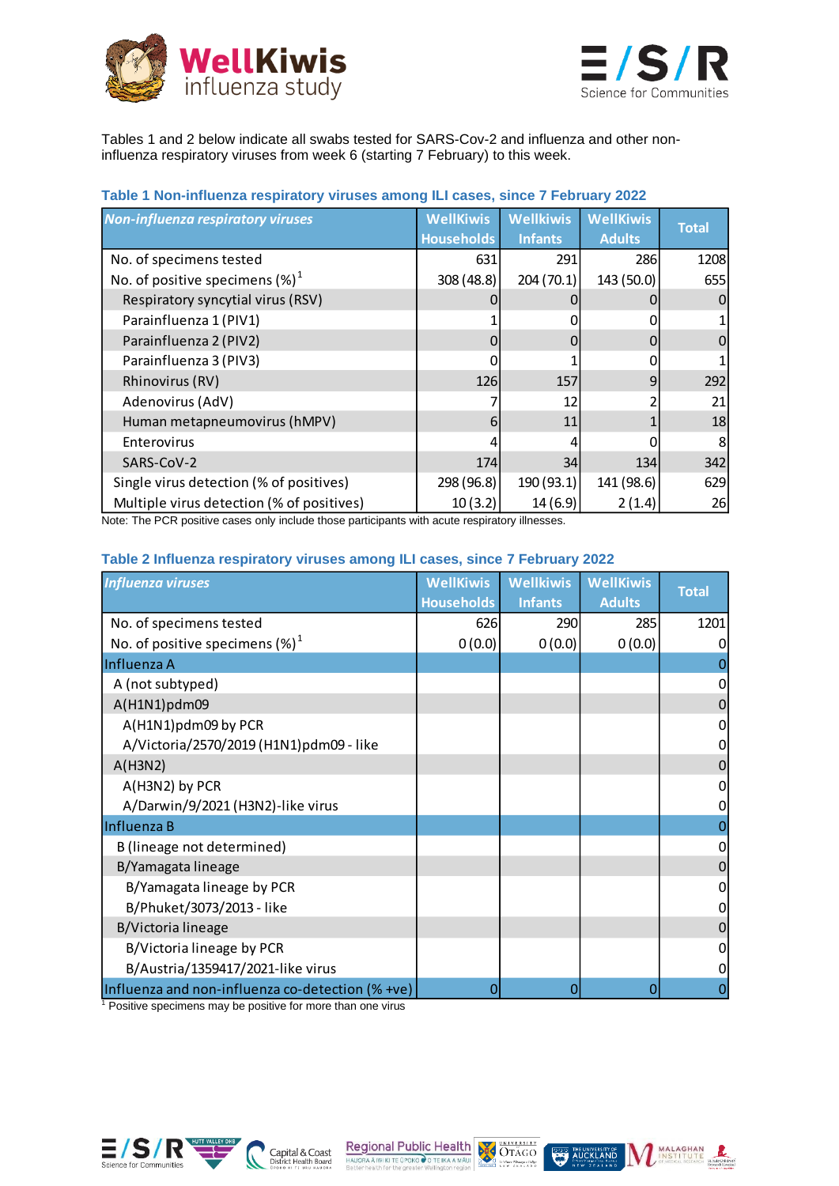Tables 1 and 2 below indicate all swabs tested for SARS-Cov-2 and influenza and other non-influenza respiratory viruses from week 6 (starting 7 February) to this week.

### Table 1 Non-influenza respiratory viruses among ILI cases, since 7 February 2022

| *Non-influenza respiratory viruses* | WellKiwis Households | Wellkiwis Infants | WellKiwis Adults | Total |
|---|---|---|---|---|
| No. of specimens tested | 631 | 291 | 286 | 1208 |
| No. of positive specimens (%)[1] | 308 (48.8) | 204 (70.1) | 143 (50.0) | 655 |
| Respiratory syncytial virus (RSV) | 0 | 0 | 0 | 0 |
| Parainfluenza 1 (PIV1) | 1 | 0 | 0 | 1 |
| Parainfluenza 2 (PIV2) | 0 | 0 | 0 | 0 |
| Parainfluenza 3 (PIV3) | 0 | 1 | 0 | 1 |
| Rhinovirus (RV) | 126 | 157 | 9 | 292 |
| Adenovirus (AdV) | 7 | 12 | 2 | 21 |
| Human metapneumovirus (hMPV) | 6 | 11 | 1 | 18 |
| Enterovirus | 4 | 4 | 0 | 8 |
| SARS-CoV-2 | 174 | 34 | 134 | 342 |
| Single virus detection (% of positives) | 298 (96.8) | 190 (93.1) | 141 (98.6) | 629 |
| Multiple virus detection (% of positives) | 10 (3.2) | 14 (6.9) | 2 (1.4) | 26 |

Note: The PCR positive cases only include those participants with acute respiratory illnesses.

### Table 2 Influenza respiratory viruses among ILI cases, since 7 February 2022

| *Influenza viruses* | WellKiwis Households | Wellkiwis Infants | WellKiwis Adults | Total |
|---|---|---|---|---|
| No. of specimens tested | 626 | 290 | 285 | 1201 |
| No. of positive specimens (%)[1] | 0 (0.0) | 0 (0.0) | 0 (0.0) | 0 |
| Influenza A | | | | 0 |
| A (not subtyped) | | | | 0 |
| A(H1N1)pdm09 | | | | 0 |
| A(H1N1)pdm09 by PCR | | | | 0 |
| A/Victoria/2570/2019 (H1N1)pdm09 - like | | | | 0 |
| A(H3N2) | | | | 0 |
| A(H3N2) by PCR | | | | 0 |
| A/Darwin/9/2021 (H3N2)-like virus | | | | 0 |
| Influenza B | | | | 0 |
| B (lineage not determined) | | | | 0 |
| B/Yamagata lineage | | | | 0 |
| B/Yamagata lineage by PCR | | | | 0 |
| B/Phuket/3073/2013 - like | | | | 0 |
| B/Victoria lineage | | | | 0 |
| B/Victoria lineage by PCR | | | | 0 |
| B/Austria/1359417/2021-like virus | | | | 0 |
| Influenza and non-influenza co-detection (% +ve) | 0 | 0 | 0 | 0 |

[1] Positive specimens may be positive for more than one virus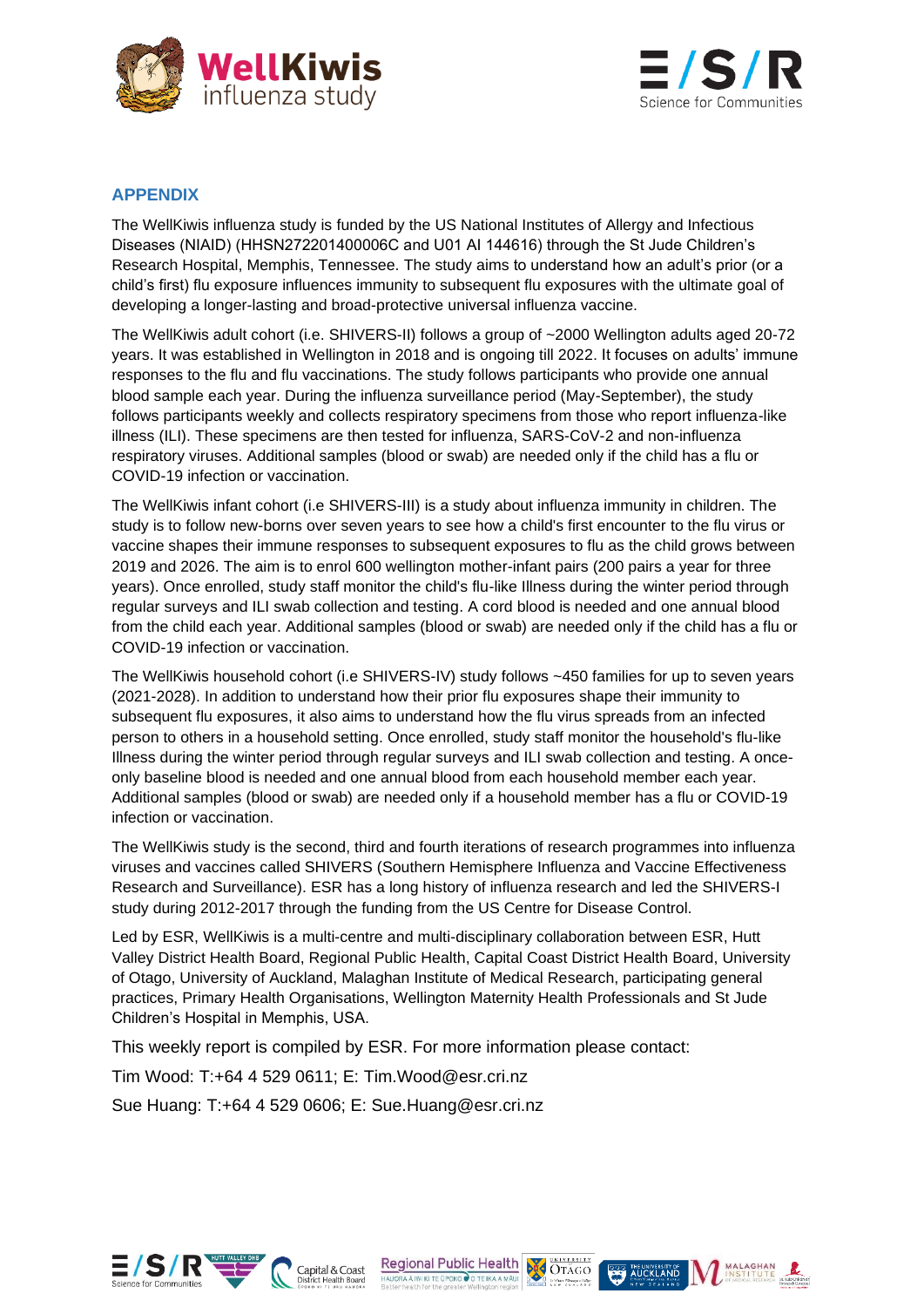## APPENDIX

The WellKiwis influenza study is funded by the US National Institutes of Allergy and Infectious Diseases (NIAID) (HHSN272201400006C and U01 AI 144616) through the St Jude Children's Research Hospital, Memphis, Tennessee. The study aims to understand how an adult's prior (or a child's first) flu exposure influences immunity to subsequent flu exposures with the ultimate goal of developing a longer-lasting and broad-protective universal influenza vaccine.

The WellKiwis adult cohort (i.e. SHIVERS-II) follows a group of ~2000 Wellington adults aged 20-72 years. It was established in Wellington in 2018 and is ongoing till 2022. It focuses on adults' immune responses to the flu and flu vaccinations. The study follows participants who provide one annual blood sample each year. During the influenza surveillance period (May-September), the study follows participants weekly and collects respiratory specimens from those who report influenza-like illness (ILI). These specimens are then tested for influenza, SARS-CoV-2 and non-influenza respiratory viruses. Additional samples (blood or swab) are needed only if the child has a flu or COVID-19 infection or vaccination.

The WellKiwis infant cohort (i.e SHIVERS-III) is a study about influenza immunity in children. The study is to follow new-borns over seven years to see how a child's first encounter to the flu virus or vaccine shapes their immune responses to subsequent exposures to flu as the child grows between 2019 and 2026. The aim is to enrol 600 wellington mother-infant pairs (200 pairs a year for three years). Once enrolled, study staff monitor the child's flu-like Illness during the winter period through regular surveys and ILI swab collection and testing. A cord blood is needed and one annual blood from the child each year. Additional samples (blood or swab) are needed only if the child has a flu or COVID-19 infection or vaccination.

The WellKiwis household cohort (i.e SHIVERS-IV) study follows ~450 families for up to seven years (2021-2028). In addition to understand how their prior flu exposures shape their immunity to subsequent flu exposures, it also aims to understand how the flu virus spreads from an infected person to others in a household setting. Once enrolled, study staff monitor the household's flu-like Illness during the winter period through regular surveys and ILI swab collection and testing. A once-only baseline blood is needed and one annual blood from each household member each year. Additional samples (blood or swab) are needed only if a household member has a flu or COVID-19 infection or vaccination.

The WellKiwis study is the second, third and fourth iterations of research programmes into influenza viruses and vaccines called SHIVERS (Southern Hemisphere Influenza and Vaccine Effectiveness Research and Surveillance). ESR has a long history of influenza research and led the SHIVERS-I study during 2012-2017 through the funding from the US Centre for Disease Control.

Led by ESR, WellKiwis is a multi-centre and multi-disciplinary collaboration between ESR, Hutt Valley District Health Board, Regional Public Health, Capital Coast District Health Board, University of Otago, University of Auckland, Malaghan Institute of Medical Research, participating general practices, Primary Health Organisations, Wellington Maternity Health Professionals and St Jude Children's Hospital in Memphis, USA.

This weekly report is compiled by ESR. For more information please contact:

Tim Wood: T:+64 4 529 0611; E: Tim.Wood@esr.cri.nz

Sue Huang: T:+64 4 529 0606; E: Sue.Huang@esr.cri.nz